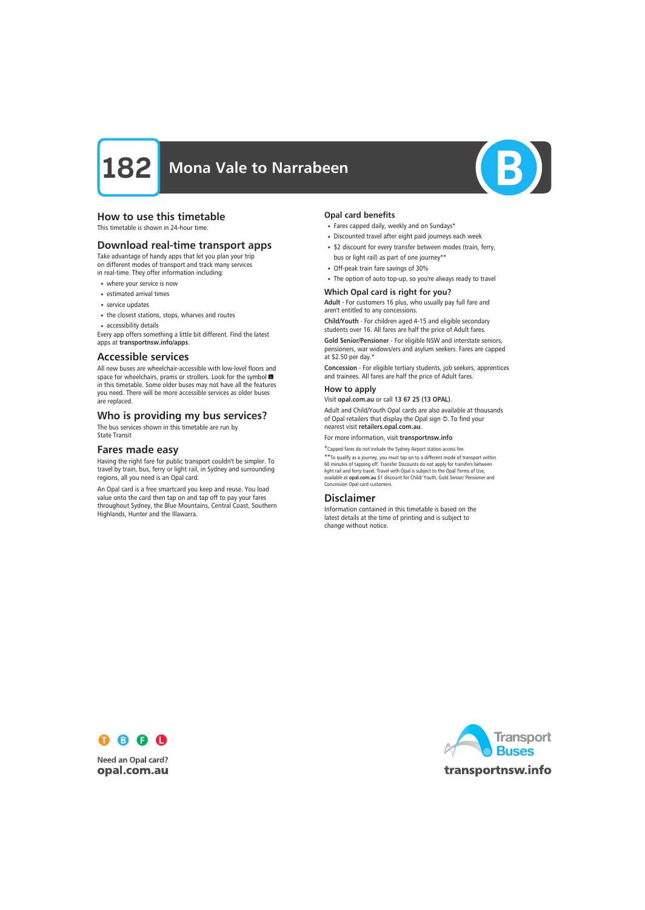# 182 Mona Vale to Narrabeen

## How to use this timetable

This timetable is shown in 24-hour time.

## Download real-time transport apps

Take advantage of handy apps that let you plan your trip on different modes of transport and track many services in real-time. They offer information including:

- where your service is now
- estimated arrival times
- service updates
- the closest stations, stops, wharves and routes
- accessibility details

Every app offers something a little bit different. Find the latest apps at **transportnsw.info/apps**.

## Accessible services

All new buses are wheelchair-accessible with low-level floors and space for wheelchairs, prams or strollers. Look for the symbol in this timetable. Some older buses may not have all the features you need. There will be more accessible services as older buses are replaced.

## Who is providing my bus services?

The bus services shown in this timetable are run by State Transit

## Fares made easy

Having the right fare for public transport couldn't be simpler. To travel by train, bus, ferry or light rail, in Sydney and surrounding regions, all you need is an Opal card.

An Opal card is a free smartcard you keep and reuse. You load value onto the card then tap on and tap off to pay your fares throughout Sydney, the Blue Mountains, Central Coast, Southern Highlands, Hunter and the Illawarra.

### Opal card benefits

- Fares capped daily, weekly and on Sundays*
- Discounted travel after eight paid journeys each week
- $2 discount for every transfer between modes (train, ferry, bus or light rail) as part of one journey**
- Off-peak train fare savings of 30%
- The option of auto top-up, so you're always ready to travel

### Which Opal card is right for you?

**Adult** - For customers 16 plus, who usually pay full fare and aren't entitled to any concessions.

**Child/Youth** - For children aged 4-15 and eligible secondary students over 16. All fares are half the price of Adult fares.

**Gold Senior/Pensioner** - For eligible NSW and interstate seniors, pensioners, war widows/ers and asylum seekers. Fares are capped at $2.50 per day.*

**Concession** - For eligible tertiary students, job seekers, apprentices and trainees. All fares are half the price of Adult fares.

### How to apply

Visit **opal.com.au** or call **13 67 25 (13 OPAL)**.

Adult and Child/Youth Opal cards are also available at thousands of Opal retailers that display the Opal sign. To find your nearest visit **retailers.opal.com.au**.

For more information, visit **transportnsw.info**

*Capped fares do not include the Sydney Airport station access fee.

**To qualify as a journey, you must tap on to a different mode of transport within 60 minutes of tapping off. Transfer Discounts do not apply for transfers between light rail and ferry travel. Travel with Opal is subject to the Opal Terms of Use, available at **opal.com.au** $1 discount for Child/ Youth, Gold Senior/ Pensioner and Concession Opal card customers.

## Disclaimer

Information contained in this timetable is based on the latest details at the time of printing and is subject to change without notice.

Need an Opal card?
**opal.com.au**

Transport Buses
**transportnsw.info**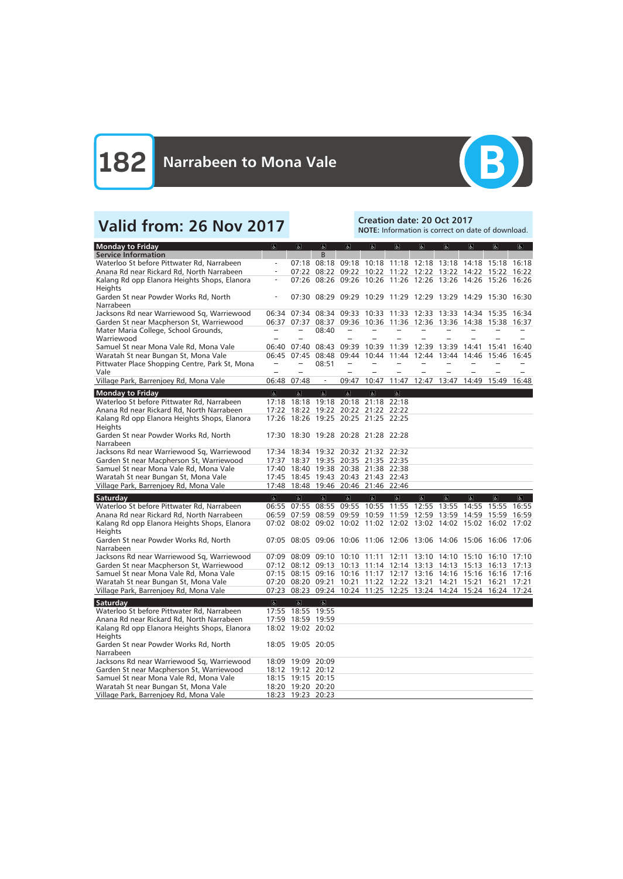# 182 Narrabeen to Mona Vale

B

## Valid from: 26 Nov 2017

**Creation date: 20 Oct 2017**
**NOTE:** Information is correct on date of download.

| Monday to Friday | ♿ | ♿ | ♿ | ♿ | ♿ | ♿ | ♿ | ♿ | ♿ | ♿ | ♿ |
|---|---|---|---|---|---|---|---|---|---|---|---|
| Service Information | | | B | | | | | | | | |
| Waterloo St before Pittwater Rd, Narrabeen | - | 07:18 | 08:18 | 09:18 | 10:18 | 11:18 | 12:18 | 13:18 | 14:18 | 15:18 | 16:18 |
| Anana Rd near Rickard Rd, North Narrabeen | - | 07:22 | 08:22 | 09:22 | 10:22 | 11:22 | 12:22 | 13:22 | 14:22 | 15:22 | 16:22 |
| Kalang Rd opp Elanora Heights Shops, Elanora Heights | - | 07:26 | 08:26 | 09:26 | 10:26 | 11:26 | 12:26 | 13:26 | 14:26 | 15:26 | 16:26 |
| Garden St near Powder Works Rd, North Narrabeen | - | 07:30 | 08:29 | 09:29 | 10:29 | 11:29 | 12:29 | 13:29 | 14:29 | 15:30 | 16:30 |
| Jacksons Rd near Warriewood Sq, Warriewood | 06:34 | 07:34 | 08:34 | 09:33 | 10:33 | 11:33 | 12:33 | 13:33 | 14:34 | 15:35 | 16:34 |
| Garden St near Macpherson St, Warriewood | 06:37 | 07:37 | 08:37 | 09:36 | 10:36 | 11:36 | 12:36 | 13:36 | 14:38 | 15:38 | 16:37 |
| Mater Maria College, School Grounds, Warriewood | – | – | 08:40 | – | – | – | – | – | – | – | – |
| Samuel St near Mona Vale Rd, Mona Vale | 06:40 | 07:40 | 08:43 | 09:39 | 10:39 | 11:39 | 12:39 | 13:39 | 14:41 | 15:41 | 16:40 |
| Waratah St near Bungan St, Mona Vale | 06:45 | 07:45 | 08:48 | 09:44 | 10:44 | 11:44 | 12:44 | 13:44 | 14:46 | 15:46 | 16:45 |
| Pittwater Place Shopping Centre, Park St, Mona Vale | – | – | 08:51 | – | – | – | – | – | – | – | – |
| Village Park, Barrenjoey Rd, Mona Vale | 06:48 | 07:48 | - | 09:47 | 10:47 | 11:47 | 12:47 | 13:47 | 14:49 | 15:49 | 16:48 |

| Monday to Friday | ♿ | ♿ | ♿ | ♿ | ♿ | ♿ |
|---|---|---|---|---|---|---|
| Waterloo St before Pittwater Rd, Narrabeen | 17:18 | 18:18 | 19:18 | 20:18 | 21:18 | 22:18 |
| Anana Rd near Rickard Rd, North Narrabeen | 17:22 | 18:22 | 19:22 | 20:22 | 21:22 | 22:22 |
| Kalang Rd opp Elanora Heights Shops, Elanora Heights | 17:26 | 18:26 | 19:25 | 20:25 | 21:25 | 22:25 |
| Garden St near Powder Works Rd, North Narrabeen | 17:30 | 18:30 | 19:28 | 20:28 | 21:28 | 22:28 |
| Jacksons Rd near Warriewood Sq, Warriewood | 17:34 | 18:34 | 19:32 | 20:32 | 21:32 | 22:32 |
| Garden St near Macpherson St, Warriewood | 17:37 | 18:37 | 19:35 | 20:35 | 21:35 | 22:35 |
| Samuel St near Mona Vale Rd, Mona Vale | 17:40 | 18:40 | 19:38 | 20:38 | 21:38 | 22:38 |
| Waratah St near Bungan St, Mona Vale | 17:45 | 18:45 | 19:43 | 20:43 | 21:43 | 22:43 |
| Village Park, Barrenjoey Rd, Mona Vale | 17:48 | 18:48 | 19:46 | 20:46 | 21:46 | 22:46 |

| Saturday | ♿ | ♿ | ♿ | ♿ | ♿ | ♿ | ♿ | ♿ | ♿ | ♿ | ♿ |
|---|---|---|---|---|---|---|---|---|---|---|---|
| Waterloo St before Pittwater Rd, Narrabeen | 06:55 | 07:55 | 08:55 | 09:55 | 10:55 | 11:55 | 12:55 | 13:55 | 14:55 | 15:55 | 16:55 |
| Anana Rd near Rickard Rd, North Narrabeen | 06:59 | 07:59 | 08:59 | 09:59 | 10:59 | 11:59 | 12:59 | 13:59 | 14:59 | 15:59 | 16:59 |
| Kalang Rd opp Elanora Heights Shops, Elanora Heights | 07:02 | 08:02 | 09:02 | 10:02 | 11:02 | 12:02 | 13:02 | 14:02 | 15:02 | 16:02 | 17:02 |
| Garden St near Powder Works Rd, North Narrabeen | 07:05 | 08:05 | 09:06 | 10:06 | 11:06 | 12:06 | 13:06 | 14:06 | 15:06 | 16:06 | 17:06 |
| Jacksons Rd near Warriewood Sq, Warriewood | 07:09 | 08:09 | 09:10 | 10:10 | 11:11 | 12:11 | 13:10 | 14:10 | 15:10 | 16:10 | 17:10 |
| Garden St near Macpherson St, Warriewood | 07:12 | 08:12 | 09:13 | 10:13 | 11:14 | 12:14 | 13:13 | 14:13 | 15:13 | 16:13 | 17:13 |
| Samuel St near Mona Vale Rd, Mona Vale | 07:15 | 08:15 | 09:16 | 10:16 | 11:17 | 12:17 | 13:16 | 14:16 | 15:16 | 16:16 | 17:16 |
| Waratah St near Bungan St, Mona Vale | 07:20 | 08:20 | 09:21 | 10:21 | 11:22 | 12:22 | 13:21 | 14:21 | 15:21 | 16:21 | 17:21 |
| Village Park, Barrenjoey Rd, Mona Vale | 07:23 | 08:23 | 09:24 | 10:24 | 11:25 | 12:25 | 13:24 | 14:24 | 15:24 | 16:24 | 17:24 |

| Saturday | ♿ | ♿ | ♿ |
|---|---|---|---|
| Waterloo St before Pittwater Rd, Narrabeen | 17:55 | 18:55 | 19:55 |
| Anana Rd near Rickard Rd, North Narrabeen | 17:59 | 18:59 | 19:59 |
| Kalang Rd opp Elanora Heights Shops, Elanora Heights | 18:02 | 19:02 | 20:02 |
| Garden St near Powder Works Rd, North Narrabeen | 18:05 | 19:05 | 20:05 |
| Jacksons Rd near Warriewood Sq, Warriewood | 18:09 | 19:09 | 20:09 |
| Garden St near Macpherson St, Warriewood | 18:12 | 19:12 | 20:12 |
| Samuel St near Mona Vale Rd, Mona Vale | 18:15 | 19:15 | 20:15 |
| Waratah St near Bungan St, Mona Vale | 18:20 | 19:20 | 20:20 |
| Village Park, Barrenjoey Rd, Mona Vale | 18:23 | 19:23 | 20:23 |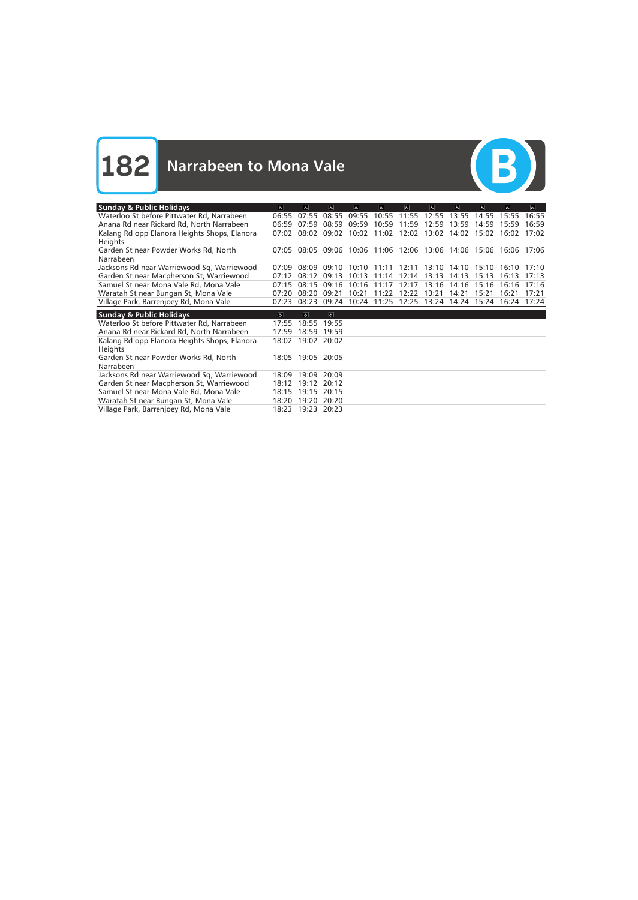# 182 Narrabeen to Mona Vale

B

| Sunday & Public Holidays | ♿ | ♿ | ♿ | ♿ | ♿ | ♿ | ♿ | ♿ | ♿ | ♿ | ♿ |
|---|---|---|---|---|---|---|---|---|---|---|---|
| Waterloo St before Pittwater Rd, Narrabeen | 06:55 | 07:55 | 08:55 | 09:55 | 10:55 | 11:55 | 12:55 | 13:55 | 14:55 | 15:55 | 16:55 |
| Anana Rd near Rickard Rd, North Narrabeen | 06:59 | 07:59 | 08:59 | 09:59 | 10:59 | 11:59 | 12:59 | 13:59 | 14:59 | 15:59 | 16:59 |
| Kalang Rd opp Elanora Heights Shops, Elanora Heights | 07:02 | 08:02 | 09:02 | 10:02 | 11:02 | 12:02 | 13:02 | 14:02 | 15:02 | 16:02 | 17:02 |
| Garden St near Powder Works Rd, North Narrabeen | 07:05 | 08:05 | 09:06 | 10:06 | 11:06 | 12:06 | 13:06 | 14:06 | 15:06 | 16:06 | 17:06 |
| Jacksons Rd near Warriewood Sq, Warriewood | 07:09 | 08:09 | 09:10 | 10:10 | 11:11 | 12:11 | 13:10 | 14:10 | 15:10 | 16:10 | 17:10 |
| Garden St near Macpherson St, Warriewood | 07:12 | 08:12 | 09:13 | 10:13 | 11:14 | 12:14 | 13:13 | 14:13 | 15:13 | 16:13 | 17:13 |
| Samuel St near Mona Vale Rd, Mona Vale | 07:15 | 08:15 | 09:16 | 10:16 | 11:17 | 12:17 | 13:16 | 14:16 | 15:16 | 16:16 | 17:16 |
| Waratah St near Bungan St, Mona Vale | 07:20 | 08:20 | 09:21 | 10:21 | 11:22 | 12:22 | 13:21 | 14:21 | 15:21 | 16:21 | 17:21 |
| Village Park, Barrenjoey Rd, Mona Vale | 07:23 | 08:23 | 09:24 | 10:24 | 11:25 | 12:25 | 13:24 | 14:24 | 15:24 | 16:24 | 17:24 |

| Sunday & Public Holidays | ♿ | ♿ | ♿ |
|---|---|---|---|
| Waterloo St before Pittwater Rd, Narrabeen | 17:55 | 18:55 | 19:55 |
| Anana Rd near Rickard Rd, North Narrabeen | 17:59 | 18:59 | 19:59 |
| Kalang Rd opp Elanora Heights Shops, Elanora Heights | 18:02 | 19:02 | 20:02 |
| Garden St near Powder Works Rd, North Narrabeen | 18:05 | 19:05 | 20:05 |
| Jacksons Rd near Warriewood Sq, Warriewood | 18:09 | 19:09 | 20:09 |
| Garden St near Macpherson St, Warriewood | 18:12 | 19:12 | 20:12 |
| Samuel St near Mona Vale Rd, Mona Vale | 18:15 | 19:15 | 20:15 |
| Waratah St near Bungan St, Mona Vale | 18:20 | 19:20 | 20:20 |
| Village Park, Barrenjoey Rd, Mona Vale | 18:23 | 19:23 | 20:23 |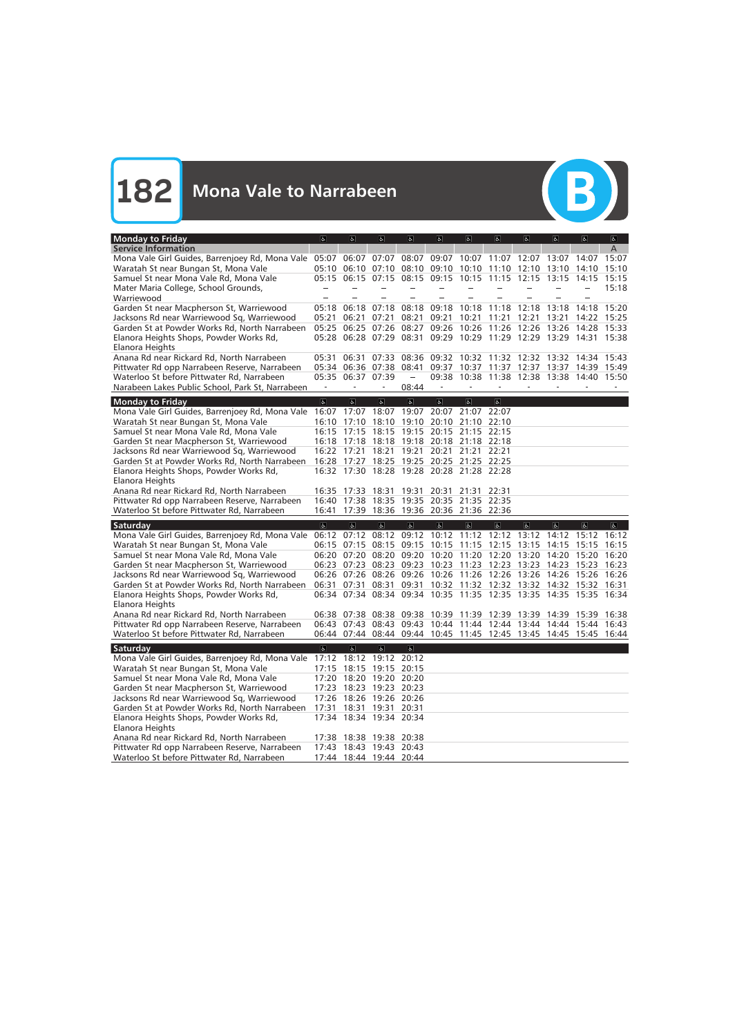# 182 Mona Vale to Narrabeen

B

## Monday to Friday

| Monday to Friday | ♿ | ♿ | ♿ | ♿ | ♿ | ♿ | ♿ | ♿ | ♿ | ♿ | ♿ |
|---|---|---|---|---|---|---|---|---|---|---|---|
| Service Information | | | | | | | | | | | A |
| Mona Vale Girl Guides, Barrenjoey Rd, Mona Vale | 05:07 | 06:07 | 07:07 | 08:07 | 09:07 | 10:07 | 11:07 | 12:07 | 13:07 | 14:07 | 15:07 |
| Waratah St near Bungan St, Mona Vale | 05:10 | 06:10 | 07:10 | 08:10 | 09:10 | 10:10 | 11:10 | 12:10 | 13:10 | 14:10 | 15:10 |
| Samuel St near Mona Vale Rd, Mona Vale | 05:15 | 06:15 | 07:15 | 08:15 | 09:15 | 10:15 | 11:15 | 12:15 | 13:15 | 14:15 | 15:15 |
| Mater Maria College, School Grounds, Warriewood | – | – | – | – | – | – | – | – | – | – | 15:18 |
| Garden St near Macpherson St, Warriewood | 05:18 | 06:18 | 07:18 | 08:18 | 09:18 | 10:18 | 11:18 | 12:18 | 13:18 | 14:18 | 15:20 |
| Jacksons Rd near Warriewood Sq, Warriewood | 05:21 | 06:21 | 07:21 | 08:21 | 09:21 | 10:21 | 11:21 | 12:21 | 13:21 | 14:22 | 15:25 |
| Garden St at Powder Works Rd, North Narrabeen | 05:25 | 06:25 | 07:26 | 08:27 | 09:26 | 10:26 | 11:26 | 12:26 | 13:26 | 14:28 | 15:33 |
| Elanora Heights Shops, Powder Works Rd, Elanora Heights | 05:28 | 06:28 | 07:29 | 08:31 | 09:29 | 10:29 | 11:29 | 12:29 | 13:29 | 14:31 | 15:38 |
| Anana Rd near Rickard Rd, North Narrabeen | 05:31 | 06:31 | 07:33 | 08:36 | 09:32 | 10:32 | 11:32 | 12:32 | 13:32 | 14:34 | 15:43 |
| Pittwater Rd opp Narrabeen Reserve, Narrabeen | 05:34 | 06:36 | 07:38 | 08:41 | 09:37 | 10:37 | 11:37 | 12:37 | 13:37 | 14:39 | 15:49 |
| Waterloo St before Pittwater Rd, Narrabeen | 05:35 | 06:37 | 07:39 | – | 09:38 | 10:38 | 11:38 | 12:38 | 13:38 | 14:40 | 15:50 |
| Narabeen Lakes Public School, Park St, Narrabeen | - | - | - | 08:44 | - | - | - | - | - | - | - |

| Monday to Friday | ♿ | ♿ | ♿ | ♿ | ♿ | ♿ | ♿ |
|---|---|---|---|---|---|---|---|
| Mona Vale Girl Guides, Barrenjoey Rd, Mona Vale | 16:07 | 17:07 | 18:07 | 19:07 | 20:07 | 21:07 | 22:07 |
| Waratah St near Bungan St, Mona Vale | 16:10 | 17:10 | 18:10 | 19:10 | 20:10 | 21:10 | 22:10 |
| Samuel St near Mona Vale Rd, Mona Vale | 16:15 | 17:15 | 18:15 | 19:15 | 20:15 | 21:15 | 22:15 |
| Garden St near Macpherson St, Warriewood | 16:18 | 17:18 | 18:18 | 19:18 | 20:18 | 21:18 | 22:18 |
| Jacksons Rd near Warriewood Sq, Warriewood | 16:22 | 17:21 | 18:21 | 19:21 | 20:21 | 21:21 | 22:21 |
| Garden St at Powder Works Rd, North Narrabeen | 16:28 | 17:27 | 18:25 | 19:25 | 20:25 | 21:25 | 22:25 |
| Elanora Heights Shops, Powder Works Rd, Elanora Heights | 16:32 | 17:30 | 18:28 | 19:28 | 20:28 | 21:28 | 22:28 |
| Anana Rd near Rickard Rd, North Narrabeen | 16:35 | 17:33 | 18:31 | 19:31 | 20:31 | 21:31 | 22:31 |
| Pittwater Rd opp Narrabeen Reserve, Narrabeen | 16:40 | 17:38 | 18:35 | 19:35 | 20:35 | 21:35 | 22:35 |
| Waterloo St before Pittwater Rd, Narrabeen | 16:41 | 17:39 | 18:36 | 19:36 | 20:36 | 21:36 | 22:36 |

## Saturday

| Saturday | ♿ | ♿ | ♿ | ♿ | ♿ | ♿ | ♿ | ♿ | ♿ | ♿ | ♿ |
|---|---|---|---|---|---|---|---|---|---|---|---|
| Mona Vale Girl Guides, Barrenjoey Rd, Mona Vale | 06:12 | 07:12 | 08:12 | 09:12 | 10:12 | 11:12 | 12:12 | 13:12 | 14:12 | 15:12 | 16:12 |
| Waratah St near Bungan St, Mona Vale | 06:15 | 07:15 | 08:15 | 09:15 | 10:15 | 11:15 | 12:15 | 13:15 | 14:15 | 15:15 | 16:15 |
| Samuel St near Mona Vale Rd, Mona Vale | 06:20 | 07:20 | 08:20 | 09:20 | 10:20 | 11:20 | 12:20 | 13:20 | 14:20 | 15:20 | 16:20 |
| Garden St near Macpherson St, Warriewood | 06:23 | 07:23 | 08:23 | 09:23 | 10:23 | 11:23 | 12:23 | 13:23 | 14:23 | 15:23 | 16:23 |
| Jacksons Rd near Warriewood Sq, Warriewood | 06:26 | 07:26 | 08:26 | 09:26 | 10:26 | 11:26 | 12:26 | 13:26 | 14:26 | 15:26 | 16:26 |
| Garden St at Powder Works Rd, North Narrabeen | 06:31 | 07:31 | 08:31 | 09:31 | 10:32 | 11:32 | 12:32 | 13:32 | 14:32 | 15:32 | 16:31 |
| Elanora Heights Shops, Powder Works Rd, Elanora Heights | 06:34 | 07:34 | 08:34 | 09:34 | 10:35 | 11:35 | 12:35 | 13:35 | 14:35 | 15:35 | 16:34 |
| Anana Rd near Rickard Rd, North Narrabeen | 06:38 | 07:38 | 08:38 | 09:38 | 10:39 | 11:39 | 12:39 | 13:39 | 14:39 | 15:39 | 16:38 |
| Pittwater Rd opp Narrabeen Reserve, Narrabeen | 06:43 | 07:43 | 08:43 | 09:43 | 10:44 | 11:44 | 12:44 | 13:44 | 14:44 | 15:44 | 16:43 |
| Waterloo St before Pittwater Rd, Narrabeen | 06:44 | 07:44 | 08:44 | 09:44 | 10:45 | 11:45 | 12:45 | 13:45 | 14:45 | 15:45 | 16:44 |

| Saturday | ♿ | ♿ | ♿ | ♿ |
|---|---|---|---|---|
| Mona Vale Girl Guides, Barrenjoey Rd, Mona Vale | 17:12 | 18:12 | 19:12 | 20:12 |
| Waratah St near Bungan St, Mona Vale | 17:15 | 18:15 | 19:15 | 20:15 |
| Samuel St near Mona Vale Rd, Mona Vale | 17:20 | 18:20 | 19:20 | 20:20 |
| Garden St near Macpherson St, Warriewood | 17:23 | 18:23 | 19:23 | 20:23 |
| Jacksons Rd near Warriewood Sq, Warriewood | 17:26 | 18:26 | 19:26 | 20:26 |
| Garden St at Powder Works Rd, North Narrabeen | 17:31 | 18:31 | 19:31 | 20:31 |
| Elanora Heights Shops, Powder Works Rd, Elanora Heights | 17:34 | 18:34 | 19:34 | 20:34 |
| Anana Rd near Rickard Rd, North Narrabeen | 17:38 | 18:38 | 19:38 | 20:38 |
| Pittwater Rd opp Narrabeen Reserve, Narrabeen | 17:43 | 18:43 | 19:43 | 20:43 |
| Waterloo St before Pittwater Rd, Narrabeen | 17:44 | 18:44 | 19:44 | 20:44 |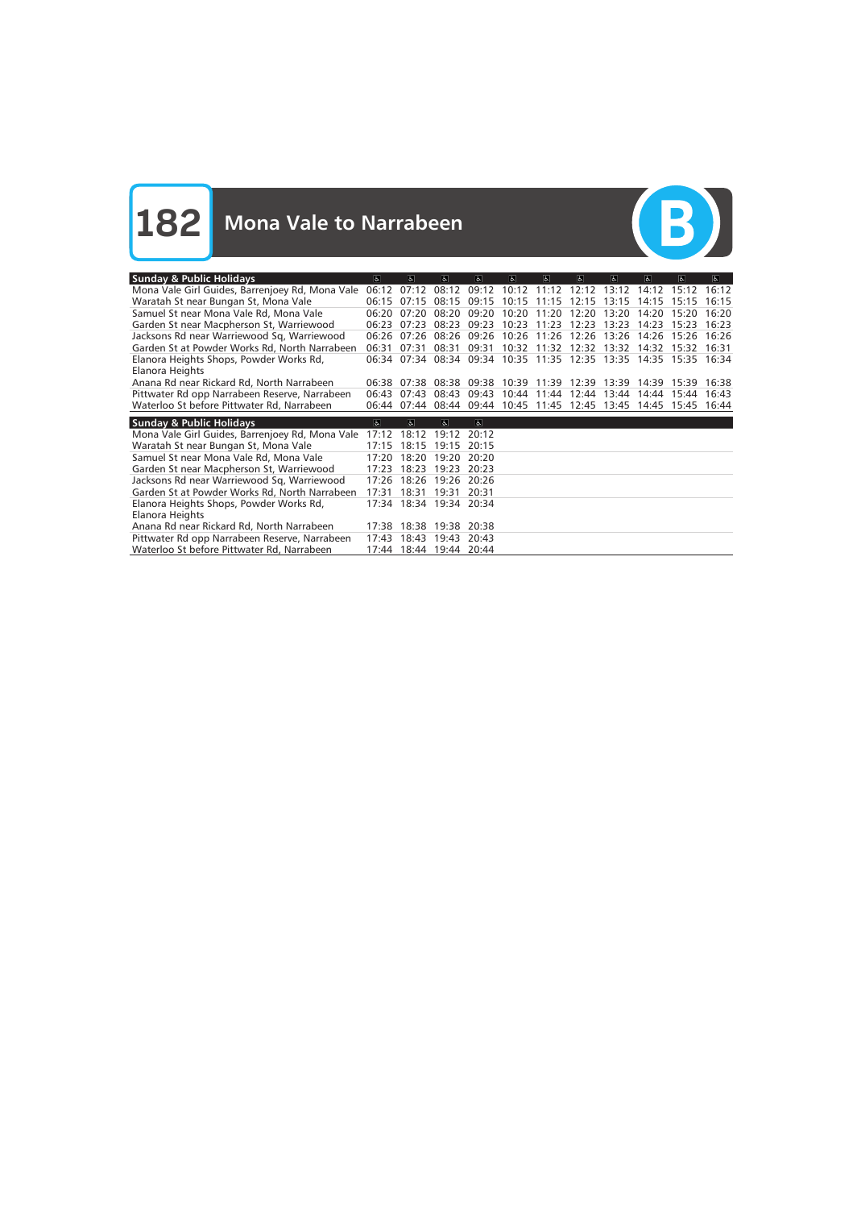# 182 Mona Vale to Narrabeen

B

| Sunday & Public Holidays | ♿ | ♿ | ♿ | ♿ | ♿ | ♿ | ♿ | ♿ | ♿ | ♿ | ♿ |
|---|---|---|---|---|---|---|---|---|---|---|---|
| Mona Vale Girl Guides, Barrenjoey Rd, Mona Vale | 06:12 | 07:12 | 08:12 | 09:12 | 10:12 | 11:12 | 12:12 | 13:12 | 14:12 | 15:12 | 16:12 |
| Waratah St near Bungan St, Mona Vale | 06:15 | 07:15 | 08:15 | 09:15 | 10:15 | 11:15 | 12:15 | 13:15 | 14:15 | 15:15 | 16:15 |
| Samuel St near Mona Vale Rd, Mona Vale | 06:20 | 07:20 | 08:20 | 09:20 | 10:20 | 11:20 | 12:20 | 13:20 | 14:20 | 15:20 | 16:20 |
| Garden St near Macpherson St, Warriewood | 06:23 | 07:23 | 08:23 | 09:23 | 10:23 | 11:23 | 12:23 | 13:23 | 14:23 | 15:23 | 16:23 |
| Jacksons Rd near Warriewood Sq, Warriewood | 06:26 | 07:26 | 08:26 | 09:26 | 10:26 | 11:26 | 12:26 | 13:26 | 14:26 | 15:26 | 16:26 |
| Garden St at Powder Works Rd, North Narrabeen | 06:31 | 07:31 | 08:31 | 09:31 | 10:32 | 11:32 | 12:32 | 13:32 | 14:32 | 15:32 | 16:31 |
| Elanora Heights Shops, Powder Works Rd, Elanora Heights | 06:34 | 07:34 | 08:34 | 09:34 | 10:35 | 11:35 | 12:35 | 13:35 | 14:35 | 15:35 | 16:34 |
| Anana Rd near Rickard Rd, North Narrabeen | 06:38 | 07:38 | 08:38 | 09:38 | 10:39 | 11:39 | 12:39 | 13:39 | 14:39 | 15:39 | 16:38 |
| Pittwater Rd opp Narrabeen Reserve, Narrabeen | 06:43 | 07:43 | 08:43 | 09:43 | 10:44 | 11:44 | 12:44 | 13:44 | 14:44 | 15:44 | 16:43 |
| Waterloo St before Pittwater Rd, Narrabeen | 06:44 | 07:44 | 08:44 | 09:44 | 10:45 | 11:45 | 12:45 | 13:45 | 14:45 | 15:45 | 16:44 |

| Sunday & Public Holidays | ♿ | ♿ | ♿ | ♿ |
|---|---|---|---|---|
| Mona Vale Girl Guides, Barrenjoey Rd, Mona Vale | 17:12 | 18:12 | 19:12 | 20:12 |
| Waratah St near Bungan St, Mona Vale | 17:15 | 18:15 | 19:15 | 20:15 |
| Samuel St near Mona Vale Rd, Mona Vale | 17:20 | 18:20 | 19:20 | 20:20 |
| Garden St near Macpherson St, Warriewood | 17:23 | 18:23 | 19:23 | 20:23 |
| Jacksons Rd near Warriewood Sq, Warriewood | 17:26 | 18:26 | 19:26 | 20:26 |
| Garden St at Powder Works Rd, North Narrabeen | 17:31 | 18:31 | 19:31 | 20:31 |
| Elanora Heights Shops, Powder Works Rd, Elanora Heights | 17:34 | 18:34 | 19:34 | 20:34 |
| Anana Rd near Rickard Rd, North Narrabeen | 17:38 | 18:38 | 19:38 | 20:38 |
| Pittwater Rd opp Narrabeen Reserve, Narrabeen | 17:43 | 18:43 | 19:43 | 20:43 |
| Waterloo St before Pittwater Rd, Narrabeen | 17:44 | 18:44 | 19:44 | 20:44 |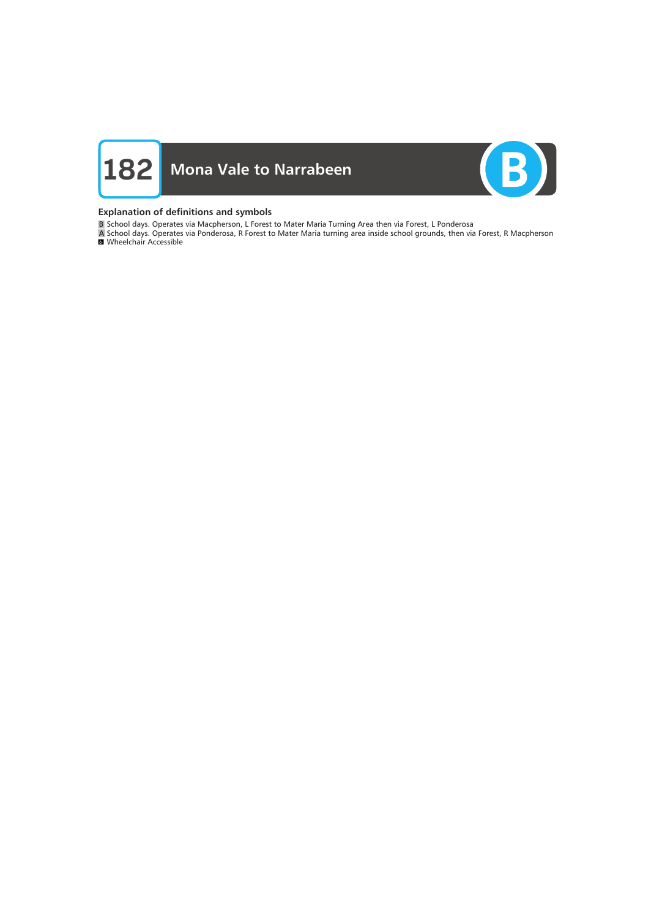# 182 Mona Vale to Narrabeen

B

**Explanation of definitions and symbols**

B School days. Operates via Macpherson, L Forest to Mater Maria Turning Area then via Forest, L Ponderosa
A School days. Operates via Ponderosa, R Forest to Mater Maria turning area inside school grounds, then via Forest, R Macpherson
♿ Wheelchair Accessible